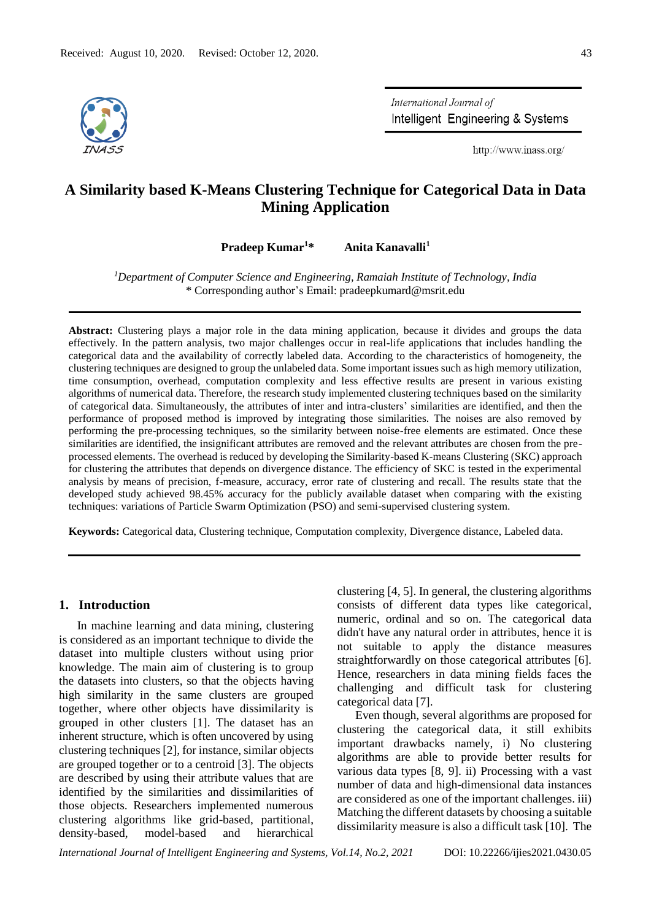Received: August 10, 2020. Revised: October 12, 2020.

# A Similarity based K-Means Clustering Technique for Categorical Data in Data Mining Application

**Pradeep Kumar[1]*** **Anita Kanavalli[1]**

[1]*Department of Computer Science and Engineering, Ramaiah Institute of Technology, India*
\* Corresponding author's Email: pradeepkumard@msrit.edu

**Abstract:** Clustering plays a major role in the data mining application, because it divides and groups the data effectively. In the pattern analysis, two major challenges occur in real-life applications that includes handling the categorical data and the availability of correctly labeled data. According to the characteristics of homogeneity, the clustering techniques are designed to group the unlabeled data. Some important issues such as high memory utilization, time consumption, overhead, computation complexity and less effective results are present in various existing algorithms of numerical data. Therefore, the research study implemented clustering techniques based on the similarity of categorical data. Simultaneously, the attributes of inter and intra-clusters' similarities are identified, and then the performance of proposed method is improved by integrating those similarities. The noises are also removed by performing the pre-processing techniques, so the similarity between noise-free elements are estimated. Once these similarities are identified, the insignificant attributes are removed and the relevant attributes are chosen from the pre-processed elements. The overhead is reduced by developing the Similarity-based K-means Clustering (SKC) approach for clustering the attributes that depends on divergence distance. The efficiency of SKC is tested in the experimental analysis by means of precision, f-measure, accuracy, error rate of clustering and recall. The results state that the developed study achieved 98.45% accuracy for the publicly available dataset when comparing with the existing techniques: variations of Particle Swarm Optimization (PSO) and semi-supervised clustering system.

**Keywords:** Categorical data, Clustering technique, Computation complexity, Divergence distance, Labeled data.

## 1. Introduction

In machine learning and data mining, clustering is considered as an important technique to divide the dataset into multiple clusters without using prior knowledge. The main aim of clustering is to group the datasets into clusters, so that the objects having high similarity in the same clusters are grouped together, where other objects have dissimilarity is grouped in other clusters [1]. The dataset has an inherent structure, which is often uncovered by using clustering techniques [2], for instance, similar objects are grouped together or to a centroid [3]. The objects are described by using their attribute values that are identified by the similarities and dissimilarities of those objects. Researchers implemented numerous clustering algorithms like grid-based, partitional, density-based, model-based and hierarchical clustering [4, 5]. In general, the clustering algorithms consists of different data types like categorical, numeric, ordinal and so on. The categorical data didn't have any natural order in attributes, hence it is not suitable to apply the distance measures straightforwardly on those categorical attributes [6]. Hence, researchers in data mining fields faces the challenging and difficult task for clustering categorical data [7].

Even though, several algorithms are proposed for clustering the categorical data, it still exhibits important drawbacks namely, i) No clustering algorithms are able to provide better results for various data types [8, 9]. ii) Processing with a vast number of data and high-dimensional data instances are considered as one of the important challenges. iii) Matching the different datasets by choosing a suitable dissimilarity measure is also a difficult task [10]. The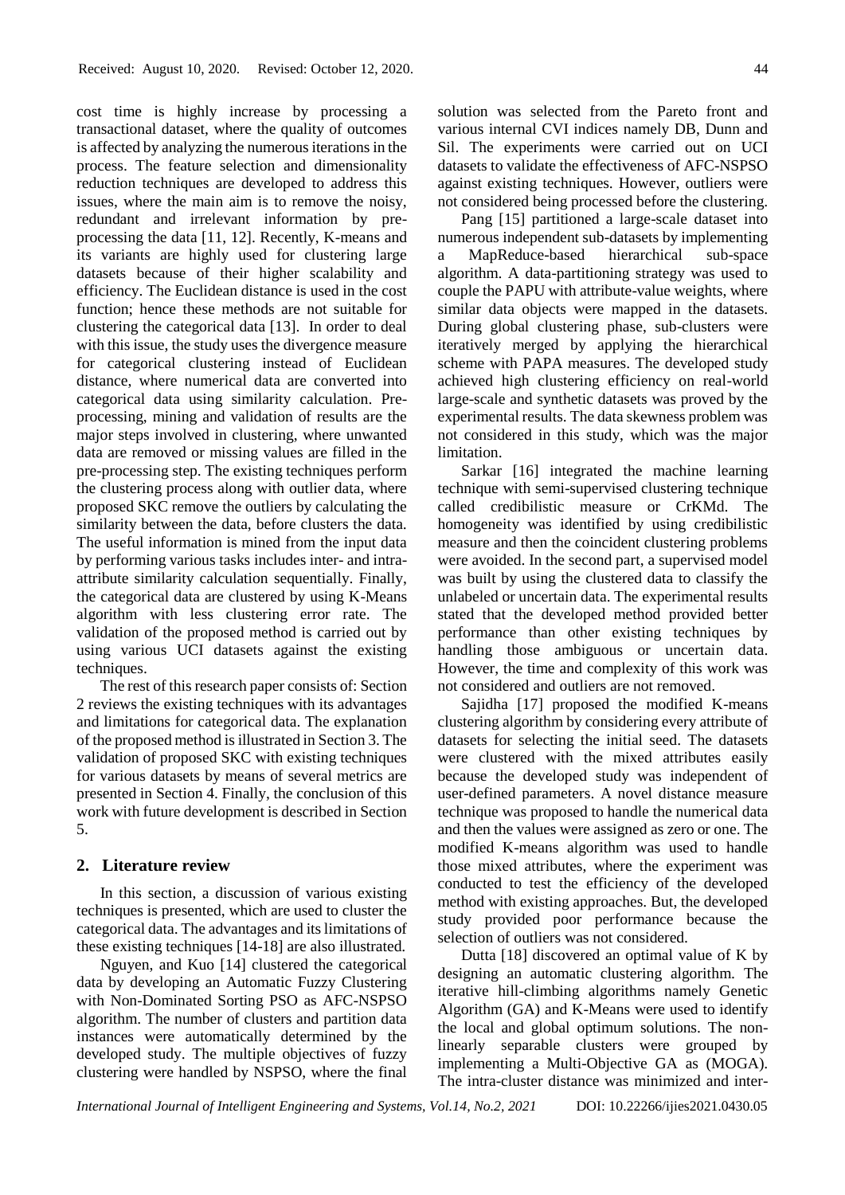cost time is highly increase by processing a transactional dataset, where the quality of outcomes is affected by analyzing the numerous iterations in the process. The feature selection and dimensionality reduction techniques are developed to address this issues, where the main aim is to remove the noisy, redundant and irrelevant information by pre-processing the data [11, 12]. Recently, K-means and its variants are highly used for clustering large datasets because of their higher scalability and efficiency. The Euclidean distance is used in the cost function; hence these methods are not suitable for clustering the categorical data [13]. In order to deal with this issue, the study uses the divergence measure for categorical clustering instead of Euclidean distance, where numerical data are converted into categorical data using similarity calculation. Pre-processing, mining and validation of results are the major steps involved in clustering, where unwanted data are removed or missing values are filled in the pre-processing step. The existing techniques perform the clustering process along with outlier data, where proposed SKC remove the outliers by calculating the similarity between the data, before clusters the data. The useful information is mined from the input data by performing various tasks includes inter- and intra-attribute similarity calculation sequentially. Finally, the categorical data are clustered by using K-Means algorithm with less clustering error rate. The validation of the proposed method is carried out by using various UCI datasets against the existing techniques.

The rest of this research paper consists of: Section 2 reviews the existing techniques with its advantages and limitations for categorical data. The explanation of the proposed method is illustrated in Section 3. The validation of proposed SKC with existing techniques for various datasets by means of several metrics are presented in Section 4. Finally, the conclusion of this work with future development is described in Section 5.

## 2. Literature review

In this section, a discussion of various existing techniques is presented, which are used to cluster the categorical data. The advantages and its limitations of these existing techniques [14-18] are also illustrated.

Nguyen, and Kuo [14] clustered the categorical data by developing an Automatic Fuzzy Clustering with Non-Dominated Sorting PSO as AFC-NSPSO algorithm. The number of clusters and partition data instances were automatically determined by the developed study. The multiple objectives of fuzzy clustering were handled by NSPSO, where the final solution was selected from the Pareto front and various internal CVI indices namely DB, Dunn and Sil. The experiments were carried out on UCI datasets to validate the effectiveness of AFC-NSPSO against existing techniques. However, outliers were not considered being processed before the clustering.

Pang [15] partitioned a large-scale dataset into numerous independent sub-datasets by implementing a MapReduce-based hierarchical sub-space algorithm. A data-partitioning strategy was used to couple the PAPU with attribute-value weights, where similar data objects were mapped in the datasets. During global clustering phase, sub-clusters were iteratively merged by applying the hierarchical scheme with PAPA measures. The developed study achieved high clustering efficiency on real-world large-scale and synthetic datasets was proved by the experimental results. The data skewness problem was not considered in this study, which was the major limitation.

Sarkar [16] integrated the machine learning technique with semi-supervised clustering technique called credibilistic measure or CrKMd. The homogeneity was identified by using credibilistic measure and then the coincident clustering problems were avoided. In the second part, a supervised model was built by using the clustered data to classify the unlabeled or uncertain data. The experimental results stated that the developed method provided better performance than other existing techniques by handling those ambiguous or uncertain data. However, the time and complexity of this work was not considered and outliers are not removed.

Sajidha [17] proposed the modified K-means clustering algorithm by considering every attribute of datasets for selecting the initial seed. The datasets were clustered with the mixed attributes easily because the developed study was independent of user-defined parameters. A novel distance measure technique was proposed to handle the numerical data and then the values were assigned as zero or one. The modified K-means algorithm was used to handle those mixed attributes, where the experiment was conducted to test the efficiency of the developed method with existing approaches. But, the developed study provided poor performance because the selection of outliers was not considered.

Dutta [18] discovered an optimal value of K by designing an automatic clustering algorithm. The iterative hill-climbing algorithms namely Genetic Algorithm (GA) and K-Means were used to identify the local and global optimum solutions. The non-linearly separable clusters were grouped by implementing a Multi-Objective GA as (MOGA). The intra-cluster distance was minimized and inter-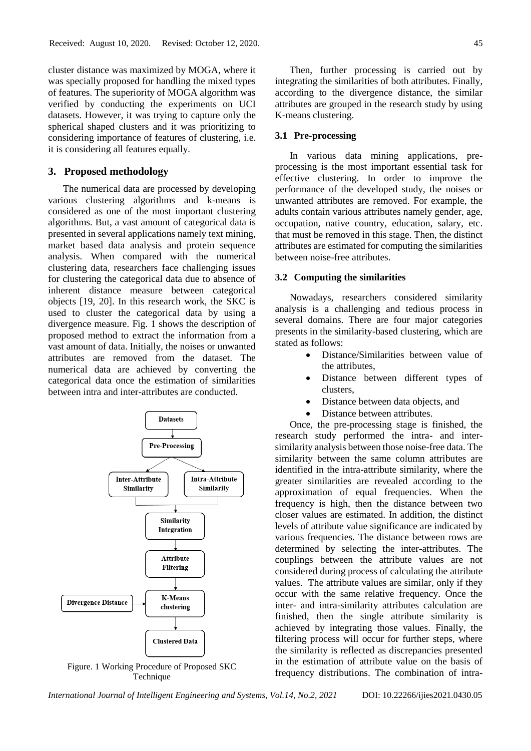cluster distance was maximized by MOGA, where it was specially proposed for handling the mixed types of features. The superiority of MOGA algorithm was verified by conducting the experiments on UCI datasets. However, it was trying to capture only the spherical shaped clusters and it was prioritizing to considering importance of features of clustering, i.e. it is considering all features equally.

## 3. Proposed methodology

The numerical data are processed by developing various clustering algorithms and k-means is considered as one of the most important clustering algorithms. But, a vast amount of categorical data is presented in several applications namely text mining, market based data analysis and protein sequence analysis. When compared with the numerical clustering data, researchers face challenging issues for clustering the categorical data due to absence of inherent distance measure between categorical objects [19, 20]. In this research work, the SKC is used to cluster the categorical data by using a divergence measure. Fig. 1 shows the description of proposed method to extract the information from a vast amount of data. Initially, the noises or unwanted attributes are removed from the dataset. The numerical data are achieved by converting the categorical data once the estimation of similarities between intra and inter-attributes are conducted.

Figure. 1 Working Procedure of Proposed SKC Technique

Then, further processing is carried out by integrating the similarities of both attributes. Finally, according to the divergence distance, the similar attributes are grouped in the research study by using K-means clustering.

### 3.1 Pre-processing

In various data mining applications, pre-processing is the most important essential task for effective clustering. In order to improve the performance of the developed study, the noises or unwanted attributes are removed. For example, the adults contain various attributes namely gender, age, occupation, native country, education, salary, etc. that must be removed in this stage. Then, the distinct attributes are estimated for computing the similarities between noise-free attributes.

### 3.2 Computing the similarities

Nowadays, researchers considered similarity analysis is a challenging and tedious process in several domains. There are four major categories presents in the similarity-based clustering, which are stated as follows:

- Distance/Similarities between value of the attributes,
- Distance between different types of clusters,
- Distance between data objects, and
- Distance between attributes.

Once, the pre-processing stage is finished, the research study performed the intra- and inter-similarity analysis between those noise-free data. The similarity between the same column attributes are identified in the intra-attribute similarity, where the greater similarities are revealed according to the approximation of equal frequencies. When the frequency is high, then the distance between two closer values are estimated. In addition, the distinct levels of attribute value significance are indicated by various frequencies. The distance between rows are determined by selecting the inter-attributes. The couplings between the attribute values are not considered during process of calculating the attribute values. The attribute values are similar, only if they occur with the same relative frequency. Once the inter- and intra-similarity attributes calculation are finished, then the single attribute similarity is achieved by integrating those values. Finally, the filtering process will occur for further steps, where the similarity is reflected as discrepancies presented in the estimation of attribute value on the basis of frequency distributions. The combination of intra-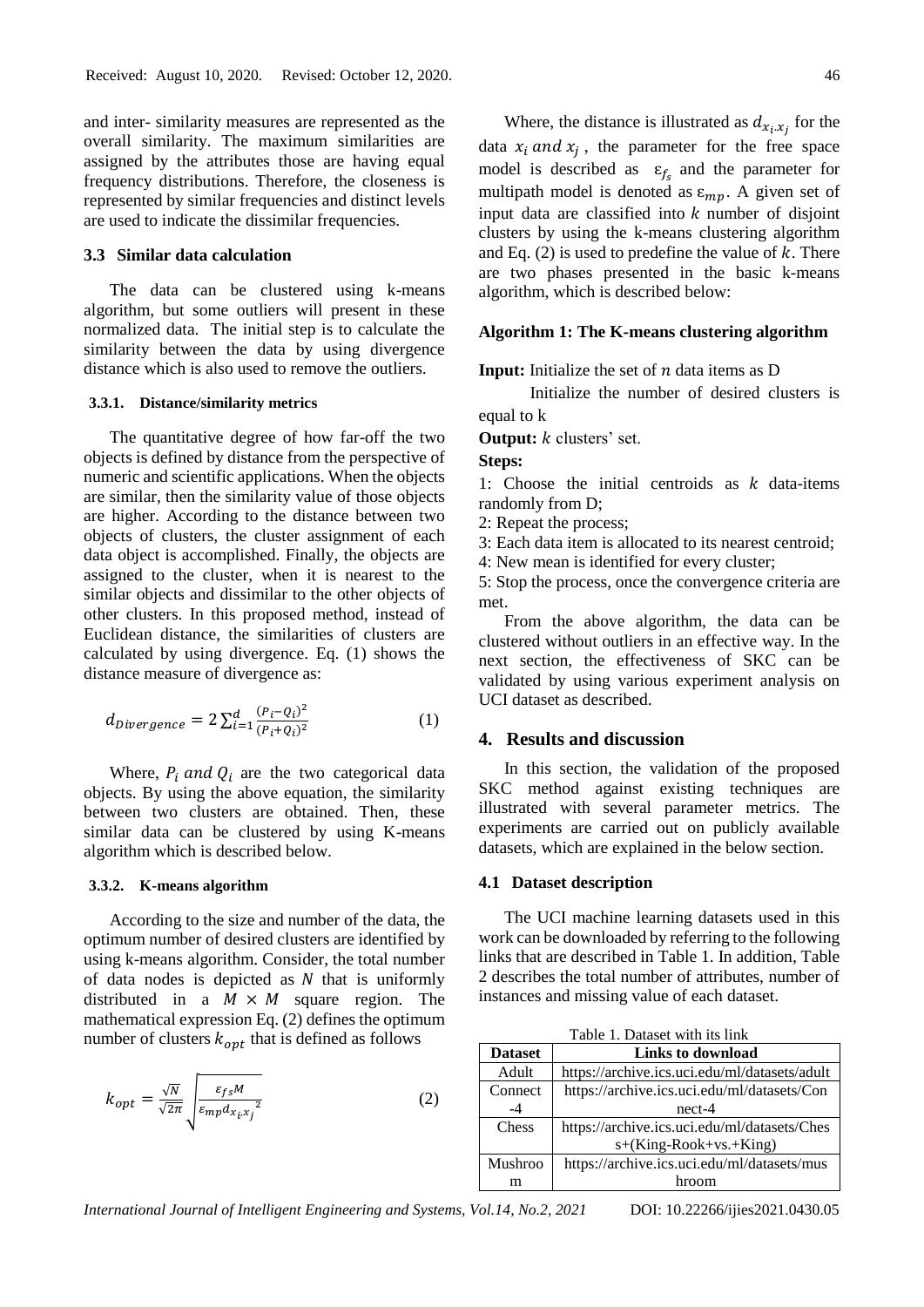and inter- similarity measures are represented as the overall similarity. The maximum similarities are assigned by the attributes those are having equal frequency distributions. Therefore, the closeness is represented by similar frequencies and distinct levels are used to indicate the dissimilar frequencies.

### 3.3 Similar data calculation

The data can be clustered using k-means algorithm, but some outliers will present in these normalized data. The initial step is to calculate the similarity between the data by using divergence distance which is also used to remove the outliers.

#### 3.3.1. Distance/similarity metrics

The quantitative degree of how far-off the two objects is defined by distance from the perspective of numeric and scientific applications. When the objects are similar, then the similarity value of those objects are higher. According to the distance between two objects of clusters, the cluster assignment of each data object is accomplished. Finally, the objects are assigned to the cluster, when it is nearest to the similar objects and dissimilar to the other objects of other clusters. In this proposed method, instead of Euclidean distance, the similarities of clusters are calculated by using divergence. Eq. (1) shows the distance measure of divergence as:

$$d_{Divergence} = 2\sum_{i=1}^{d} \frac{(P_i - Q_i)^2}{(P_i + Q_i)^2} \quad (1)$$

Where, $P_i$ and $Q_i$ are the two categorical data objects. By using the above equation, the similarity between two clusters are obtained. Then, these similar data can be clustered by using K-means algorithm which is described below.

#### 3.3.2. K-means algorithm

According to the size and number of the data, the optimum number of desired clusters are identified by using k-means algorithm. Consider, the total number of data nodes is depicted as $N$ that is uniformly distributed in a $M \times M$ square region. The mathematical expression Eq. (2) defines the optimum number of clusters $k_{opt}$ that is defined as follows

$$k_{opt} = \frac{\sqrt{N}}{\sqrt{2\pi}} \sqrt{\frac{\varepsilon_{fs} M}{\varepsilon_{mp} {d_{x_i x_j}}^2}} \quad (2)$$

Where, the distance is illustrated as $d_{x_i x_j}$ for the data $x_i$ and $x_j$, the parameter for the free space model is described as $\varepsilon_{f_s}$ and the parameter for multipath model is denoted as $\varepsilon_{mp}$. A given set of input data are classified into $k$ number of disjoint clusters by using the k-means clustering algorithm and Eq. (2) is used to predefine the value of $k$. There are two phases presented in the basic k-means algorithm, which is described below:

**Algorithm 1: The K-means clustering algorithm**

**Input:** Initialize the set of $n$ data items as D

Initialize the number of desired clusters is equal to k

**Output:** $k$ clusters' set.

**Steps:**

1: Choose the initial centroids as $k$ data-items randomly from D;

2: Repeat the process;

3: Each data item is allocated to its nearest centroid;

4: New mean is identified for every cluster;

5: Stop the process, once the convergence criteria are met.

From the above algorithm, the data can be clustered without outliers in an effective way. In the next section, the effectiveness of SKC can be validated by using various experiment analysis on UCI dataset as described.

## 4. Results and discussion

In this section, the validation of the proposed SKC method against existing techniques are illustrated with several parameter metrics. The experiments are carried out on publicly available datasets, which are explained in the below section.

### 4.1 Dataset description

The UCI machine learning datasets used in this work can be downloaded by referring to the following links that are described in Table 1. In addition, Table 2 describes the total number of attributes, number of instances and missing value of each dataset.

Table 1. Dataset with its link

| Dataset | Links to download |
|---|---|
| Adult | https://archive.ics.uci.edu/ml/datasets/adult |
| Connect-4 | https://archive.ics.uci.edu/ml/datasets/Connect-4 |
| Chess | https://archive.ics.uci.edu/ml/datasets/Chess+(King-Rook+vs.+King) |
| Mushroom | https://archive.ics.uci.edu/ml/datasets/mushroom |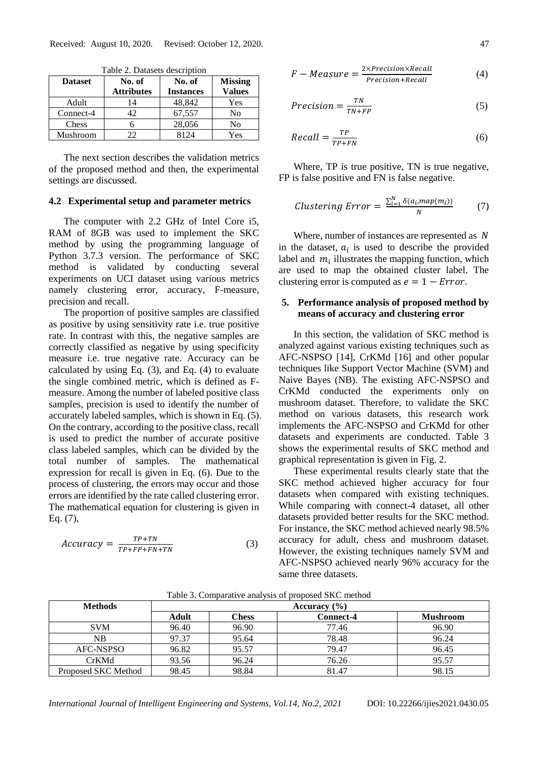Table 2. Datasets description

| Dataset | No. of Attributes | No. of Instances | Missing Values |
|---|---|---|---|
| Adult | 14 | 48,842 | Yes |
| Connect-4 | 42 | 67,557 | No |
| Chess | 6 | 28,056 | No |
| Mushroom | 22 | 8124 | Yes |

The next section describes the validation metrics of the proposed method and then, the experimental settings are discussed.

### 4.2 Experimental setup and parameter metrics

The computer with 2.2 GHz of Intel Core i5, RAM of 8GB was used to implement the SKC method by using the programming language of Python 3.7.3 version. The performance of SKC method is validated by conducting several experiments on UCI dataset using various metrics namely clustering error, accuracy, F-measure, precision and recall.

The proportion of positive samples are classified as positive by using sensitivity rate i.e. true positive rate. In contrast with this, the negative samples are correctly classified as negative by using specificity measure i.e. true negative rate. Accuracy can be calculated by using Eq. (3), and Eq. (4) to evaluate the single combined metric, which is defined as F-measure. Among the number of labeled positive class samples, precision is used to identify the number of accurately labeled samples, which is shown in Eq. (5). On the contrary, according to the positive class, recall is used to predict the number of accurate positive class labeled samples, which can be divided by the total number of samples. The mathematical expression for recall is given in Eq. (6). Due to the process of clustering, the errors may occur and those errors are identified by the rate called clustering error. The mathematical equation for clustering is given in Eq. (7),

$$Accuracy = \frac{TP+TN}{TP+FP+FN+TN} \tag{3}$$

$$F - Measure = \frac{2 \times Precision \times Recall}{Precision + Recall} \tag{4}$$

$$Precision = \frac{TN}{TN+FP} \tag{5}$$

$$Recall = \frac{TP}{TP+FN} \tag{6}$$

Where, TP is true positive, TN is true negative, FP is false positive and FN is false negative.

$$Clustering\ Error = \frac{\sum_{i=1}^{N} \delta(a_i, map(m_i))}{N} \tag{7}$$

Where, number of instances are represented as $N$ in the dataset, $a_i$ is used to describe the provided label and $m_i$ illustrates the mapping function, which are used to map the obtained cluster label. The clustering error is computed as $e = 1 - Error$.

## 5. Performance analysis of proposed method by means of accuracy and clustering error

In this section, the validation of SKC method is analyzed against various existing techniques such as AFC-NSPSO [14], CrKMd [16] and other popular techniques like Support Vector Machine (SVM) and Naive Bayes (NB). The existing AFC-NSPSO and CrKMd conducted the experiments only on mushroom dataset. Therefore, to validate the SKC method on various datasets, this research work implements the AFC-NSPSO and CrKMd for other datasets and experiments are conducted. Table 3 shows the experimental results of SKC method and graphical representation is given in Fig. 2.

These experimental results clearly state that the SKC method achieved higher accuracy for four datasets when compared with existing techniques. While comparing with connect-4 dataset, all other datasets provided better results for the SKC method. For instance, the SKC method achieved nearly 98.5% accuracy for adult, chess and mushroom dataset. However, the existing techniques namely SVM and AFC-NSPSO achieved nearly 96% accuracy for the same three datasets.

Table 3. Comparative analysis of proposed SKC method

| Methods | Accuracy (%) | | | |
|---|---|---|---|---|
| | Adult | Chess | Connect-4 | Mushroom |
| SVM | 96.40 | 96.90 | 77.46 | 96.90 |
| NB | 97.37 | 95.64 | 78.48 | 96.24 |
| AFC-NSPSO | 96.82 | 95.57 | 79.47 | 96.45 |
| CrKMd | 93.56 | 96.24 | 76.26 | 95.57 |
| Proposed SKC Method | 98.45 | 98.84 | 81.47 | 98.15 |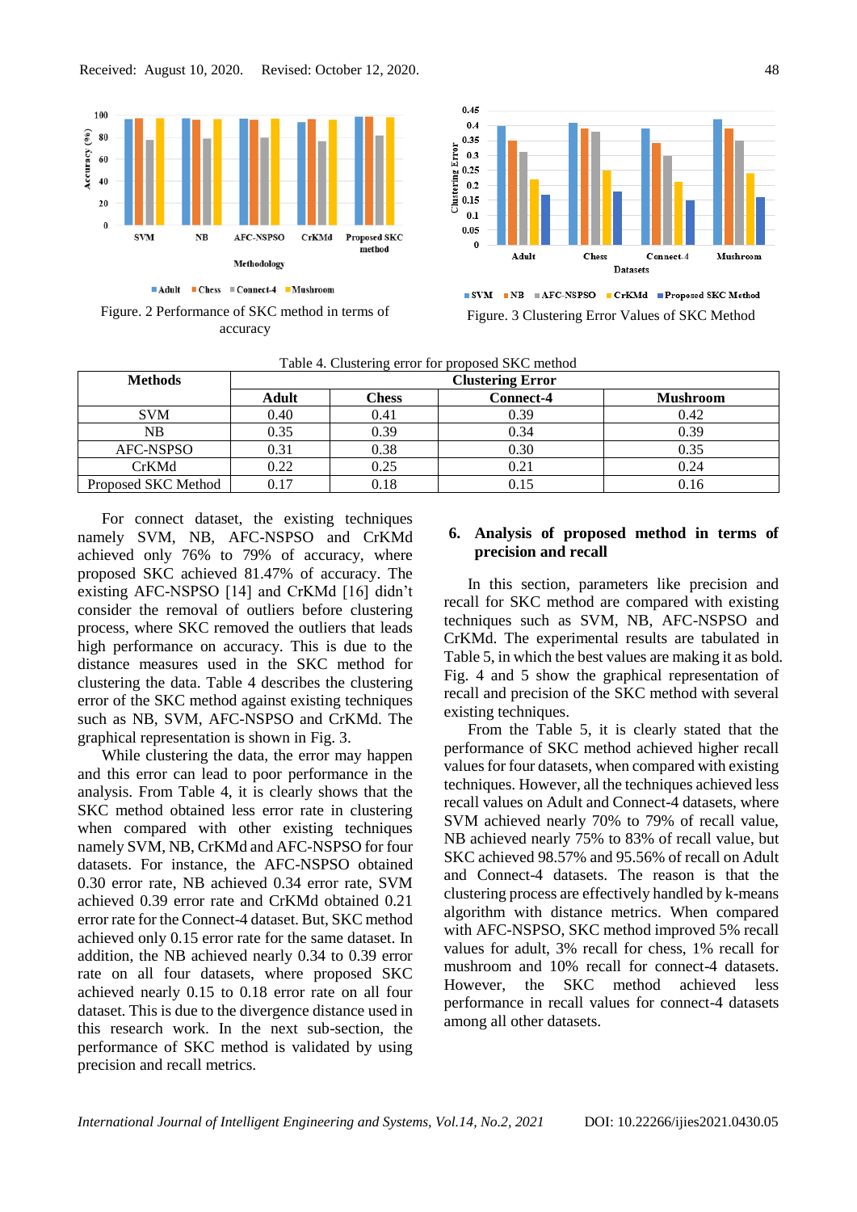Received: August 10, 2020. Revised: October 12, 2020.

Figure. 2 Performance of SKC method in terms of accuracy

Figure. 3 Clustering Error Values of SKC Method

Table 4. Clustering error for proposed SKC method

| Methods | Clustering Error | | | |
|---|---|---|---|---|
| | Adult | Chess | Connect-4 | Mushroom |
| SVM | 0.40 | 0.41 | 0.39 | 0.42 |
| NB | 0.35 | 0.39 | 0.34 | 0.39 |
| AFC-NSPSO | 0.31 | 0.38 | 0.30 | 0.35 |
| CrKMd | 0.22 | 0.25 | 0.21 | 0.24 |
| Proposed SKC Method | 0.17 | 0.18 | 0.15 | 0.16 |

For connect dataset, the existing techniques namely SVM, NB, AFC-NSPSO and CrKMd achieved only 76% to 79% of accuracy, where proposed SKC achieved 81.47% of accuracy. The existing AFC-NSPSO [14] and CrKMd [16] didn't consider the removal of outliers before clustering process, where SKC removed the outliers that leads high performance on accuracy. This is due to the distance measures used in the SKC method for clustering the data. Table 4 describes the clustering error of the SKC method against existing techniques such as NB, SVM, AFC-NSPSO and CrKMd. The graphical representation is shown in Fig. 3.

While clustering the data, the error may happen and this error can lead to poor performance in the analysis. From Table 4, it is clearly shows that the SKC method obtained less error rate in clustering when compared with other existing techniques namely SVM, NB, CrKMd and AFC-NSPSO for four datasets. For instance, the AFC-NSPSO obtained 0.30 error rate, NB achieved 0.34 error rate, SVM achieved 0.39 error rate and CrKMd obtained 0.21 error rate for the Connect-4 dataset. But, SKC method achieved only 0.15 error rate for the same dataset. In addition, the NB achieved nearly 0.34 to 0.39 error rate on all four datasets, where proposed SKC achieved nearly 0.15 to 0.18 error rate on all four dataset. This is due to the divergence distance used in this research work. In the next sub-section, the performance of SKC method is validated by using precision and recall metrics.

## 6. Analysis of proposed method in terms of precision and recall

In this section, parameters like precision and recall for SKC method are compared with existing techniques such as SVM, NB, AFC-NSPSO and CrKMd. The experimental results are tabulated in Table 5, in which the best values are making it as bold. Fig. 4 and 5 show the graphical representation of recall and precision of the SKC method with several existing techniques.

From the Table 5, it is clearly stated that the performance of SKC method achieved higher recall values for four datasets, when compared with existing techniques. However, all the techniques achieved less recall values on Adult and Connect-4 datasets, where SVM achieved nearly 70% to 79% of recall value, NB achieved nearly 75% to 83% of recall value, but SKC achieved 98.57% and 95.56% of recall on Adult and Connect-4 datasets. The reason is that the clustering process are effectively handled by k-means algorithm with distance metrics. When compared with AFC-NSPSO, SKC method improved 5% recall values for adult, 3% recall for chess, 1% recall for mushroom and 10% recall for connect-4 datasets. However, the SKC method achieved less performance in recall values for connect-4 datasets among all other datasets.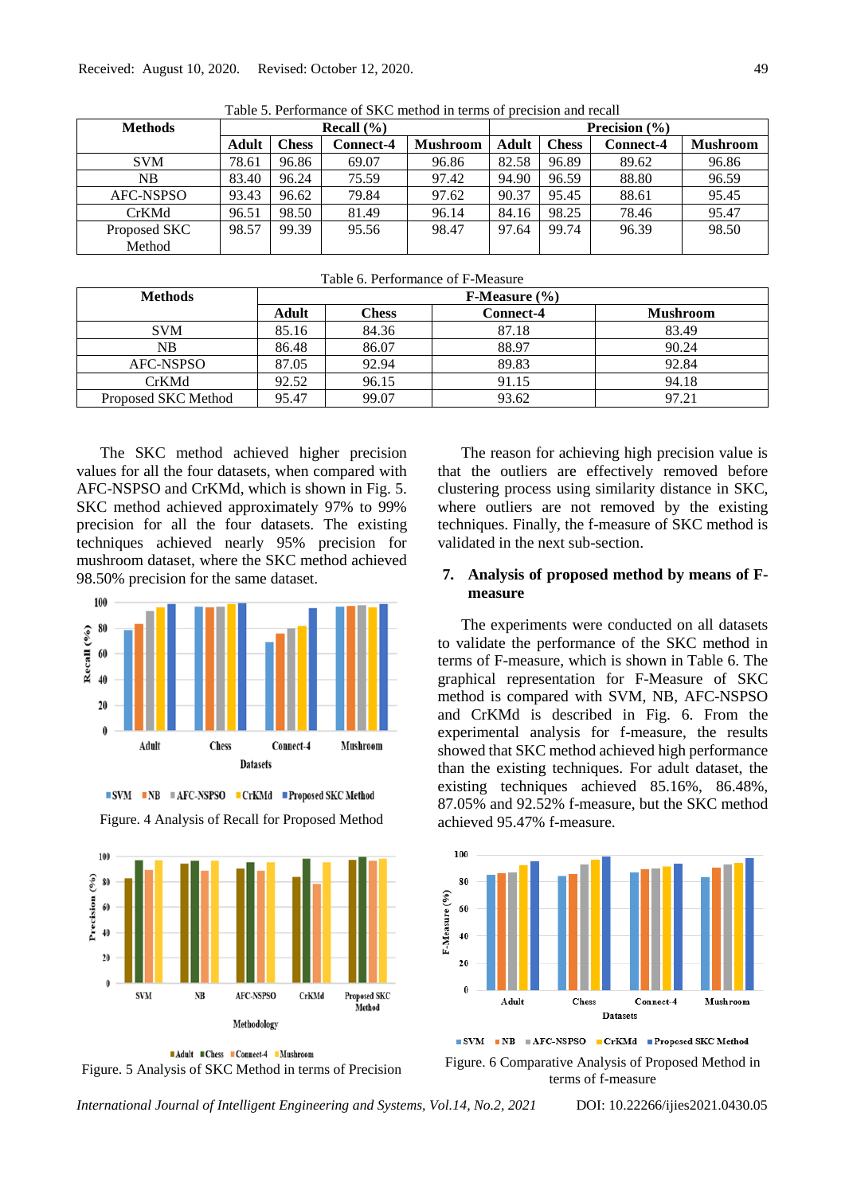Table 5. Performance of SKC method in terms of precision and recall

| Methods | Recall (%) | | | | Precision (%) | | | |
|---|---|---|---|---|---|---|---|---|
| | Adult | Chess | Connect-4 | Mushroom | Adult | Chess | Connect-4 | Mushroom |
| SVM | 78.61 | 96.86 | 69.07 | 96.86 | 82.58 | 96.89 | 89.62 | 96.86 |
| NB | 83.40 | 96.24 | 75.59 | 97.42 | 94.90 | 96.59 | 88.80 | 96.59 |
| AFC-NSPSO | 93.43 | 96.62 | 79.84 | 97.62 | 90.37 | 95.45 | 88.61 | 95.45 |
| CrKMd | 96.51 | 98.50 | 81.49 | 96.14 | 84.16 | 98.25 | 78.46 | 95.47 |
| Proposed SKC Method | 98.57 | 99.39 | 95.56 | 98.47 | 97.64 | 99.74 | 96.39 | 98.50 |

Table 6. Performance of F-Measure

| Methods | F-Measure (%) | | | |
|---|---|---|---|---|
| | Adult | Chess | Connect-4 | Mushroom |
| SVM | 85.16 | 84.36 | 87.18 | 83.49 |
| NB | 86.48 | 86.07 | 88.97 | 90.24 |
| AFC-NSPSO | 87.05 | 92.94 | 89.83 | 92.84 |
| CrKMd | 92.52 | 96.15 | 91.15 | 94.18 |
| Proposed SKC Method | 95.47 | 99.07 | 93.62 | 97.21 |

The SKC method achieved higher precision values for all the four datasets, when compared with AFC-NSPSO and CrKMd, which is shown in Fig. 5. SKC method achieved approximately 97% to 99% precision for all the four datasets. The existing techniques achieved nearly 95% precision for mushroom dataset, where the SKC method achieved 98.50% precision for the same dataset.

Figure. 4 Analysis of Recall for Proposed Method

Figure. 5 Analysis of SKC Method in terms of Precision

The reason for achieving high precision value is that the outliers are effectively removed before clustering process using similarity distance in SKC, where outliers are not removed by the existing techniques. Finally, the f-measure of SKC method is validated in the next sub-section.

## 7. Analysis of proposed method by means of F-measure

The experiments were conducted on all datasets to validate the performance of the SKC method in terms of F-measure, which is shown in Table 6. The graphical representation for F-Measure of SKC method is compared with SVM, NB, AFC-NSPSO and CrKMd is described in Fig. 6. From the experimental analysis for f-measure, the results showed that SKC method achieved high performance than the existing techniques. For adult dataset, the existing techniques achieved 85.16%, 86.48%, 87.05% and 92.52% f-measure, but the SKC method achieved 95.47% f-measure.

Figure. 6 Comparative Analysis of Proposed Method in terms of f-measure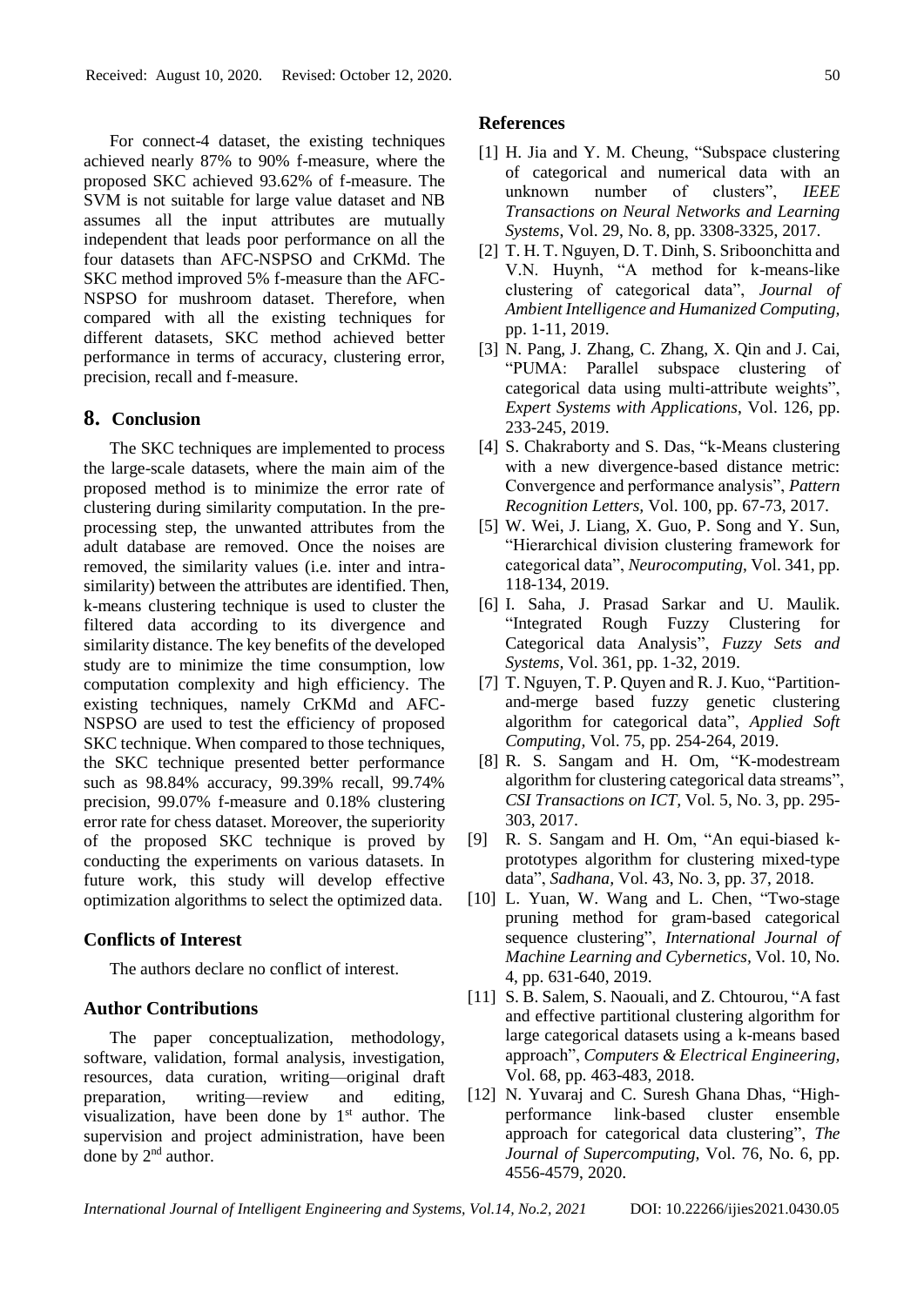For connect-4 dataset, the existing techniques achieved nearly 87% to 90% f-measure, where the proposed SKC achieved 93.62% of f-measure. The SVM is not suitable for large value dataset and NB assumes all the input attributes are mutually independent that leads poor performance on all the four datasets than AFC-NSPSO and CrKMd. The SKC method improved 5% f-measure than the AFC-NSPSO for mushroom dataset. Therefore, when compared with all the existing techniques for different datasets, SKC method achieved better performance in terms of accuracy, clustering error, precision, recall and f-measure.

## 8. Conclusion

The SKC techniques are implemented to process the large-scale datasets, where the main aim of the proposed method is to minimize the error rate of clustering during similarity computation. In the pre-processing step, the unwanted attributes from the adult database are removed. Once the noises are removed, the similarity values (i.e. inter and intra-similarity) between the attributes are identified. Then, k-means clustering technique is used to cluster the filtered data according to its divergence and similarity distance. The key benefits of the developed study are to minimize the time consumption, low computation complexity and high efficiency. The existing techniques, namely CrKMd and AFC-NSPSO are used to test the efficiency of proposed SKC technique. When compared to those techniques, the SKC technique presented better performance such as 98.84% accuracy, 99.39% recall, 99.74% precision, 99.07% f-measure and 0.18% clustering error rate for chess dataset. Moreover, the superiority of the proposed SKC technique is proved by conducting the experiments on various datasets. In future work, this study will develop effective optimization algorithms to select the optimized data.

### Conflicts of Interest

The authors declare no conflict of interest.

### Author Contributions

The paper conceptualization, methodology, software, validation, formal analysis, investigation, resources, data curation, writing—original draft preparation, writing—review and editing, visualization, have been done by 1st author. The supervision and project administration, have been done by 2nd author.

### References

[1] H. Jia and Y. M. Cheung, "Subspace clustering of categorical and numerical data with an unknown number of clusters", *IEEE Transactions on Neural Networks and Learning Systems*, Vol. 29, No. 8, pp. 3308-3325, 2017.

[2] T. H. T. Nguyen, D. T. Dinh, S. Sriboonchitta and V.N. Huynh, "A method for k-means-like clustering of categorical data", *Journal of Ambient Intelligence and Humanized Computing*, pp. 1-11, 2019.

[3] N. Pang, J. Zhang, C. Zhang, X. Qin and J. Cai, "PUMA: Parallel subspace clustering of categorical data using multi-attribute weights", *Expert Systems with Applications*, Vol. 126, pp. 233-245, 2019.

[4] S. Chakraborty and S. Das, "k-Means clustering with a new divergence-based distance metric: Convergence and performance analysis", *Pattern Recognition Letters*, Vol. 100, pp. 67-73, 2017.

[5] W. Wei, J. Liang, X. Guo, P. Song and Y. Sun, "Hierarchical division clustering framework for categorical data", *Neurocomputing*, Vol. 341, pp. 118-134, 2019.

[6] I. Saha, J. Prasad Sarkar and U. Maulik. "Integrated Rough Fuzzy Clustering for Categorical data Analysis", *Fuzzy Sets and Systems*, Vol. 361, pp. 1-32, 2019.

[7] T. Nguyen, T. P. Quyen and R. J. Kuo, "Partition-and-merge based fuzzy genetic clustering algorithm for categorical data", *Applied Soft Computing*, Vol. 75, pp. 254-264, 2019.

[8] R. S. Sangam and H. Om, "K-modestream algorithm for clustering categorical data streams", *CSI Transactions on ICT*, Vol. 5, No. 3, pp. 295-303, 2017.

[9] R. S. Sangam and H. Om, "An equi-biased k-prototypes algorithm for clustering mixed-type data", *Sadhana*, Vol. 43, No. 3, pp. 37, 2018.

[10] L. Yuan, W. Wang and L. Chen, "Two-stage pruning method for gram-based categorical sequence clustering", *International Journal of Machine Learning and Cybernetics*, Vol. 10, No. 4, pp. 631-640, 2019.

[11] S. B. Salem, S. Naouali, and Z. Chtourou, "A fast and effective partitional clustering algorithm for large categorical datasets using a k-means based approach", *Computers & Electrical Engineering*, Vol. 68, pp. 463-483, 2018.

[12] N. Yuvaraj and C. Suresh Ghana Dhas, "High-performance link-based cluster ensemble approach for categorical data clustering", *The Journal of Supercomputing*, Vol. 76, No. 6, pp. 4556-4579, 2020.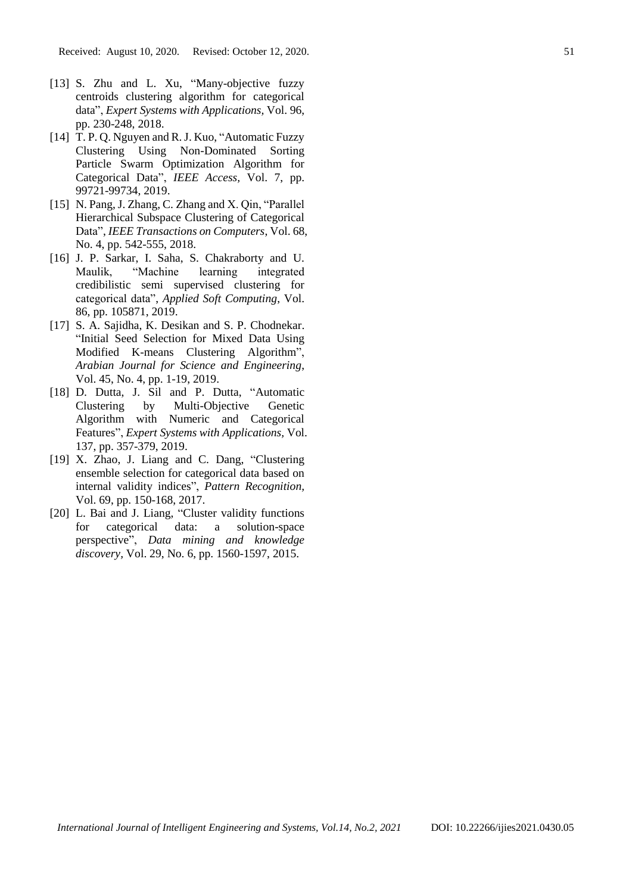[13] S. Zhu and L. Xu, "Many-objective fuzzy centroids clustering algorithm for categorical data", *Expert Systems with Applications,* Vol. 96, pp. 230-248, 2018.

[14] T. P. Q. Nguyen and R. J. Kuo, "Automatic Fuzzy Clustering Using Non-Dominated Sorting Particle Swarm Optimization Algorithm for Categorical Data", *IEEE Access,* Vol. 7, pp. 99721-99734, 2019.

[15] N. Pang, J. Zhang, C. Zhang and X. Qin, "Parallel Hierarchical Subspace Clustering of Categorical Data", *IEEE Transactions on Computers*, Vol. 68, No. 4, pp. 542-555, 2018.

[16] J. P. Sarkar, I. Saha, S. Chakraborty and U. Maulik, "Machine learning integrated credibilistic semi supervised clustering for categorical data", *Applied Soft Computing*, Vol. 86, pp. 105871, 2019.

[17] S. A. Sajidha, K. Desikan and S. P. Chodnekar. "Initial Seed Selection for Mixed Data Using Modified K-means Clustering Algorithm", *Arabian Journal for Science and Engineering*, Vol. 45, No. 4, pp. 1-19, 2019.

[18] D. Dutta, J. Sil and P. Dutta, "Automatic Clustering by Multi-Objective Genetic Algorithm with Numeric and Categorical Features", *Expert Systems with Applications*, Vol. 137, pp. 357-379, 2019.

[19] X. Zhao, J. Liang and C. Dang, "Clustering ensemble selection for categorical data based on internal validity indices", *Pattern Recognition,* Vol. 69, pp. 150-168, 2017.

[20] L. Bai and J. Liang, "Cluster validity functions for categorical data: a solution-space perspective", *Data mining and knowledge discovery,* Vol. 29, No. 6, pp. 1560-1597, 2015.